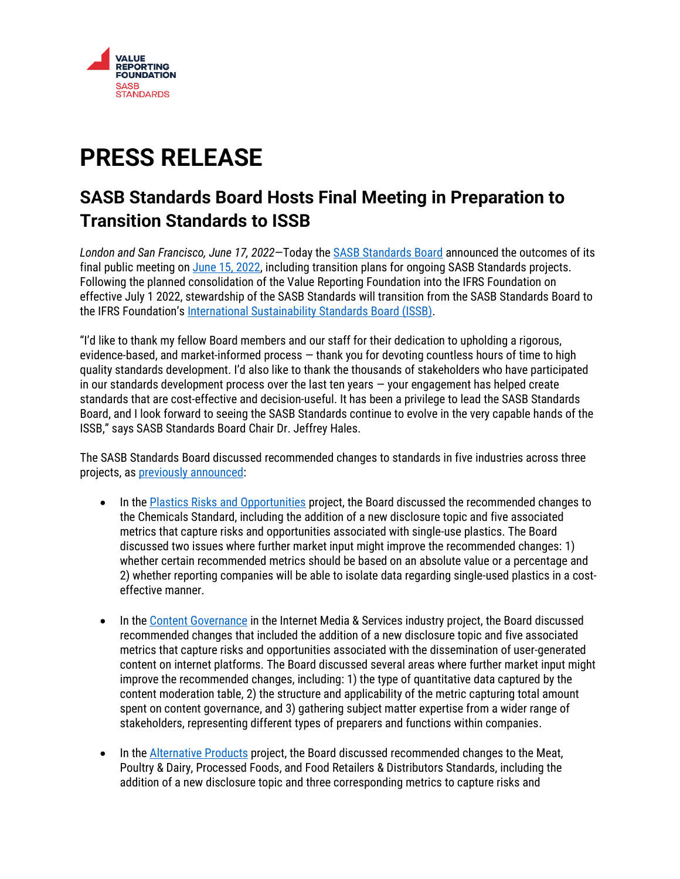VALUE REPORTING FOUNDATION
SASB STANDARDS

# PRESS RELEASE

## SASB Standards Board Hosts Final Meeting in Preparation to Transition Standards to ISSB

*London and San Francisco, June 17, 2022*—Today the SASB Standards Board announced the outcomes of its final public meeting on June 15, 2022, including transition plans for ongoing SASB Standards projects. Following the planned consolidation of the Value Reporting Foundation into the IFRS Foundation on effective July 1 2022, stewardship of the SASB Standards will transition from the SASB Standards Board to the IFRS Foundation's International Sustainability Standards Board (ISSB).

"I'd like to thank my fellow Board members and our staff for their dedication to upholding a rigorous, evidence-based, and market-informed process — thank you for devoting countless hours of time to high quality standards development. I'd also like to thank the thousands of stakeholders who have participated in our standards development process over the last ten years — your engagement has helped create standards that are cost-effective and decision-useful. It has been a privilege to lead the SASB Standards Board, and I look forward to seeing the SASB Standards continue to evolve in the very capable hands of the ISSB," says SASB Standards Board Chair Dr. Jeffrey Hales.

The SASB Standards Board discussed recommended changes to standards in five industries across three projects, as previously announced:

- In the Plastics Risks and Opportunities project, the Board discussed the recommended changes to the Chemicals Standard, including the addition of a new disclosure topic and five associated metrics that capture risks and opportunities associated with single-use plastics. The Board discussed two issues where further market input might improve the recommended changes: 1) whether certain recommended metrics should be based on an absolute value or a percentage and 2) whether reporting companies will be able to isolate data regarding single-used plastics in a cost-effective manner.

- In the Content Governance in the Internet Media & Services industry project, the Board discussed recommended changes that included the addition of a new disclosure topic and five associated metrics that capture risks and opportunities associated with the dissemination of user-generated content on internet platforms. The Board discussed several areas where further market input might improve the recommended changes, including: 1) the type of quantitative data captured by the content moderation table, 2) the structure and applicability of the metric capturing total amount spent on content governance, and 3) gathering subject matter expertise from a wider range of stakeholders, representing different types of preparers and functions within companies.

- In the Alternative Products project, the Board discussed recommended changes to the Meat, Poultry & Dairy, Processed Foods, and Food Retailers & Distributors Standards, including the addition of a new disclosure topic and three corresponding metrics to capture risks and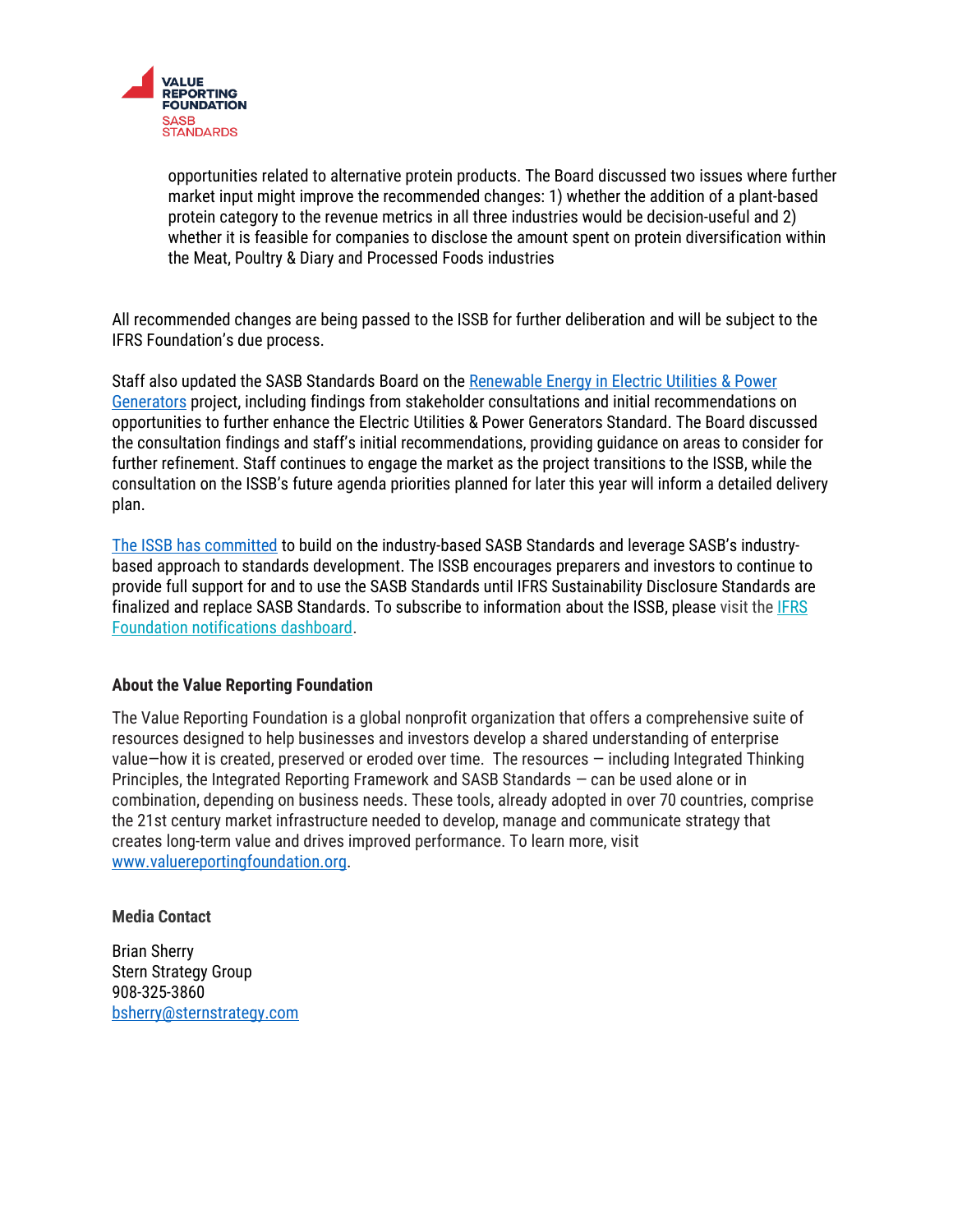opportunities related to alternative protein products. The Board discussed two issues where further market input might improve the recommended changes: 1) whether the addition of a plant-based protein category to the revenue metrics in all three industries would be decision-useful and 2) whether it is feasible for companies to disclose the amount spent on protein diversification within the Meat, Poultry & Diary and Processed Foods industries

All recommended changes are being passed to the ISSB for further deliberation and will be subject to the IFRS Foundation's due process.

Staff also updated the SASB Standards Board on the Renewable Energy in Electric Utilities & Power Generators project, including findings from stakeholder consultations and initial recommendations on opportunities to further enhance the Electric Utilities & Power Generators Standard. The Board discussed the consultation findings and staff's initial recommendations, providing guidance on areas to consider for further refinement. Staff continues to engage the market as the project transitions to the ISSB, while the consultation on the ISSB's future agenda priorities planned for later this year will inform a detailed delivery plan.

The ISSB has committed to build on the industry-based SASB Standards and leverage SASB's industry-based approach to standards development. The ISSB encourages preparers and investors to continue to provide full support for and to use the SASB Standards until IFRS Sustainability Disclosure Standards are finalized and replace SASB Standards. To subscribe to information about the ISSB, please visit the IFRS Foundation notifications dashboard.

**About the Value Reporting Foundation**

The Value Reporting Foundation is a global nonprofit organization that offers a comprehensive suite of resources designed to help businesses and investors develop a shared understanding of enterprise value—how it is created, preserved or eroded over time. The resources — including Integrated Thinking Principles, the Integrated Reporting Framework and SASB Standards — can be used alone or in combination, depending on business needs. These tools, already adopted in over 70 countries, comprise the 21st century market infrastructure needed to develop, manage and communicate strategy that creates long-term value and drives improved performance. To learn more, visit www.valuereportingfoundation.org.

**Media Contact**

Brian Sherry
Stern Strategy Group
908-325-3860
bsherry@sternstrategy.com